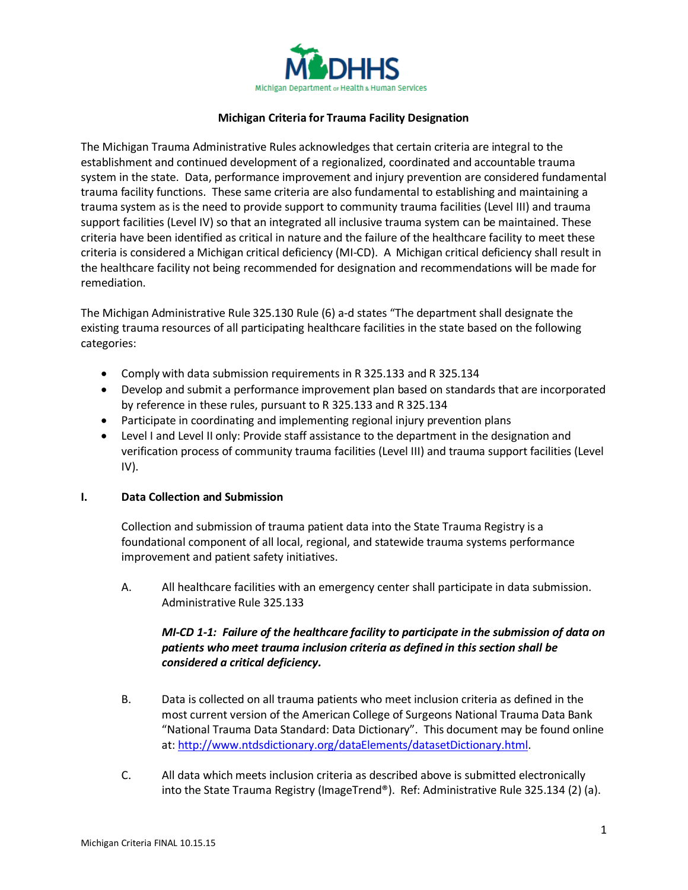MDHHS

Michigan Department of Health & Human Services

# Michigan Criteria for Trauma Facility Designation

The Michigan Trauma Administrative Rules acknowledges that certain criteria are integral to the establishment and continued development of a regionalized, coordinated and accountable trauma system in the state. Data, performance improvement and injury prevention are considered fundamental trauma facility functions. These same criteria are also fundamental to establishing and maintaining a trauma system as is the need to provide support to community trauma facilities (Level III) and trauma support facilities (Level IV) so that an integrated all inclusive trauma system can be maintained. These criteria have been identified as critical in nature and the failure of the healthcare facility to meet these criteria is considered a Michigan critical deficiency (MI-CD). A Michigan critical deficiency shall result in the healthcare facility not being recommended for designation and recommendations will be made for remediation.

The Michigan Administrative Rule 325.130 Rule (6) a-d states "The department shall designate the existing trauma resources of all participating healthcare facilities in the state based on the following categories:

- Comply with data submission requirements in R 325.133 and R 325.134
- Develop and submit a performance improvement plan based on standards that are incorporated by reference in these rules, pursuant to R 325.133 and R 325.134
- Participate in coordinating and implementing regional injury prevention plans
- Level I and Level II only: Provide staff assistance to the department in the designation and verification process of community trauma facilities (Level III) and trauma support facilities (Level IV).

## I. Data Collection and Submission

Collection and submission of trauma patient data into the State Trauma Registry is a foundational component of all local, regional, and statewide trauma systems performance improvement and patient safety initiatives.

A. All healthcare facilities with an emergency center shall participate in data submission. Administrative Rule 325.133

***MI-CD 1-1: Failure of the healthcare facility to participate in the submission of data on patients who meet trauma inclusion criteria as defined in this section shall be considered a critical deficiency.***

B. Data is collected on all trauma patients who meet inclusion criteria as defined in the most current version of the American College of Surgeons National Trauma Data Bank "National Trauma Data Standard: Data Dictionary". This document may be found online at: http://www.ntdsdictionary.org/dataElements/datasetDictionary.html.

C. All data which meets inclusion criteria as described above is submitted electronically into the State Trauma Registry (ImageTrend®). Ref: Administrative Rule 325.134 (2) (a).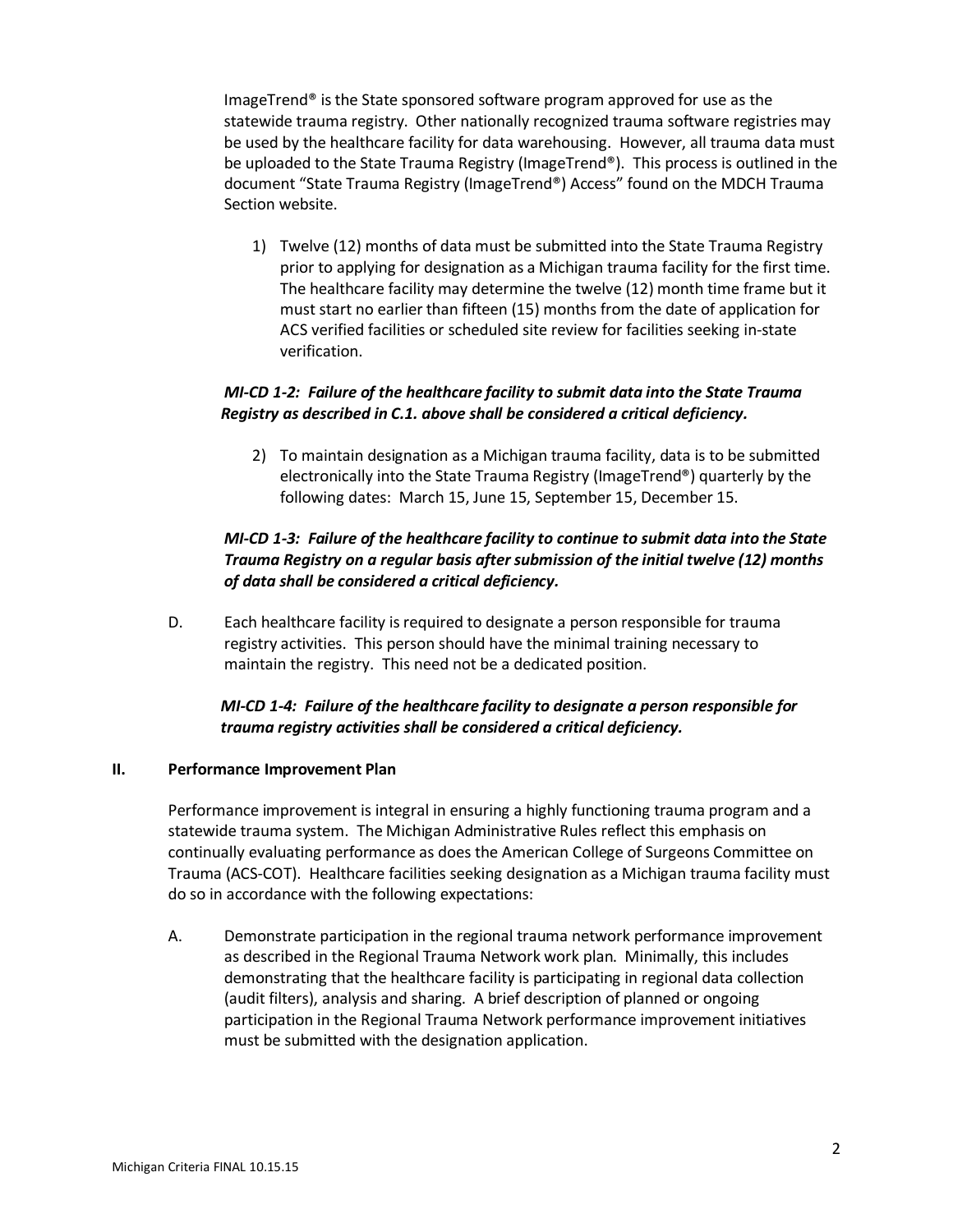ImageTrend® is the State sponsored software program approved for use as the statewide trauma registry. Other nationally recognized trauma software registries may be used by the healthcare facility for data warehousing. However, all trauma data must be uploaded to the State Trauma Registry (ImageTrend®). This process is outlined in the document "State Trauma Registry (ImageTrend®) Access" found on the MDCH Trauma Section website.

1) Twelve (12) months of data must be submitted into the State Trauma Registry prior to applying for designation as a Michigan trauma facility for the first time. The healthcare facility may determine the twelve (12) month time frame but it must start no earlier than fifteen (15) months from the date of application for ACS verified facilities or scheduled site review for facilities seeking in-state verification.

***MI-CD 1-2: Failure of the healthcare facility to submit data into the State Trauma Registry as described in C.1. above shall be considered a critical deficiency.***

2) To maintain designation as a Michigan trauma facility, data is to be submitted electronically into the State Trauma Registry (ImageTrend®) quarterly by the following dates: March 15, June 15, September 15, December 15.

***MI-CD 1-3: Failure of the healthcare facility to continue to submit data into the State Trauma Registry on a regular basis after submission of the initial twelve (12) months of data shall be considered a critical deficiency.***

D. Each healthcare facility is required to designate a person responsible for trauma registry activities. This person should have the minimal training necessary to maintain the registry. This need not be a dedicated position.

***MI-CD 1-4: Failure of the healthcare facility to designate a person responsible for trauma registry activities shall be considered a critical deficiency.***

## II. Performance Improvement Plan

Performance improvement is integral in ensuring a highly functioning trauma program and a statewide trauma system. The Michigan Administrative Rules reflect this emphasis on continually evaluating performance as does the American College of Surgeons Committee on Trauma (ACS-COT). Healthcare facilities seeking designation as a Michigan trauma facility must do so in accordance with the following expectations:

A. Demonstrate participation in the regional trauma network performance improvement as described in the Regional Trauma Network work plan. Minimally, this includes demonstrating that the healthcare facility is participating in regional data collection (audit filters), analysis and sharing. A brief description of planned or ongoing participation in the Regional Trauma Network performance improvement initiatives must be submitted with the designation application.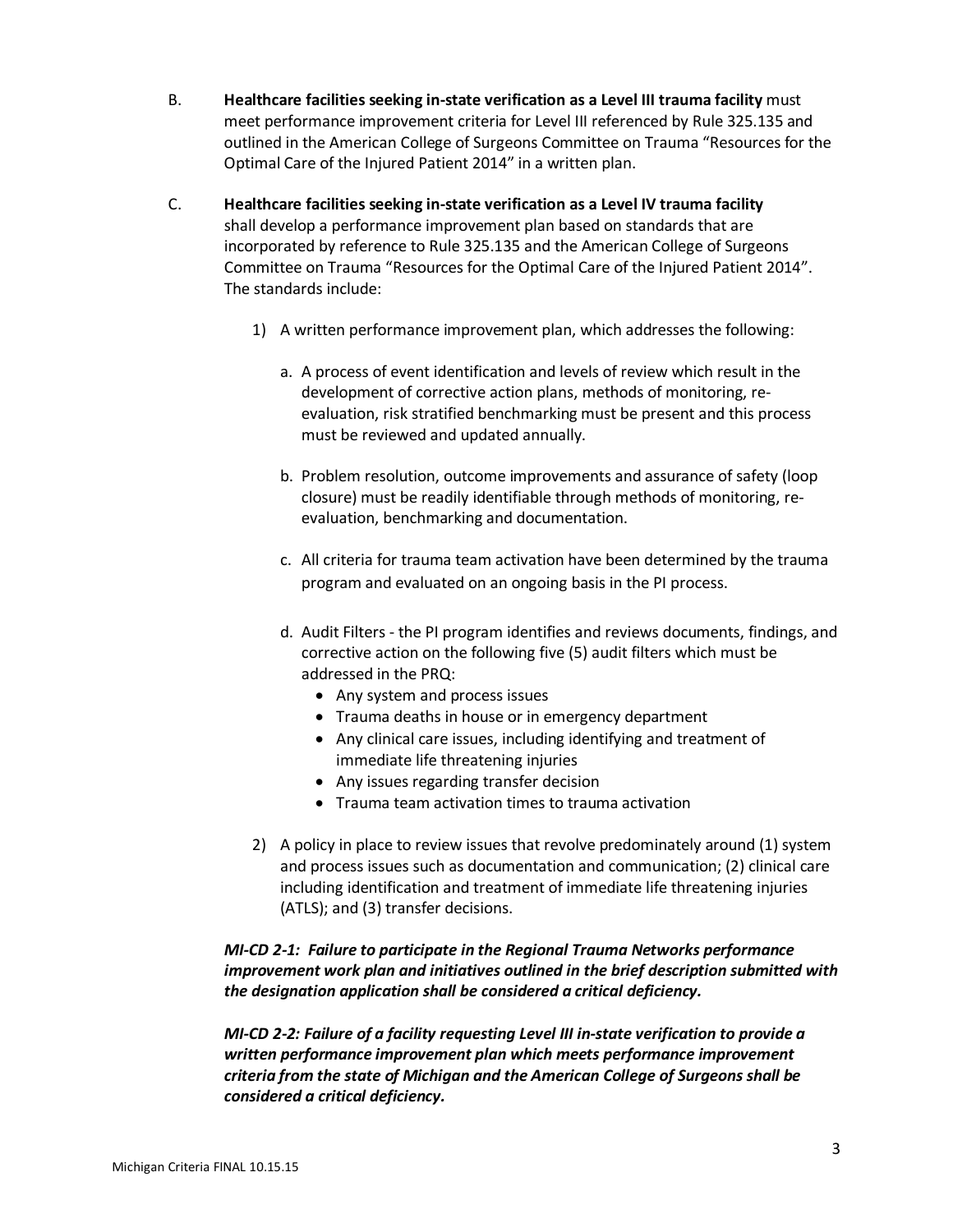B. **Healthcare facilities seeking in-state verification as a Level III trauma facility** must meet performance improvement criteria for Level III referenced by Rule 325.135 and outlined in the American College of Surgeons Committee on Trauma "Resources for the Optimal Care of the Injured Patient 2014" in a written plan.

C. **Healthcare facilities seeking in-state verification as a Level IV trauma facility** shall develop a performance improvement plan based on standards that are incorporated by reference to Rule 325.135 and the American College of Surgeons Committee on Trauma "Resources for the Optimal Care of the Injured Patient 2014". The standards include:

1) A written performance improvement plan, which addresses the following:

   a. A process of event identification and levels of review which result in the development of corrective action plans, methods of monitoring, re-evaluation, risk stratified benchmarking must be present and this process must be reviewed and updated annually.

   b. Problem resolution, outcome improvements and assurance of safety (loop closure) must be readily identifiable through methods of monitoring, re-evaluation, benchmarking and documentation.

   c. All criteria for trauma team activation have been determined by the trauma program and evaluated on an ongoing basis in the PI process.

   d. Audit Filters - the PI program identifies and reviews documents, findings, and corrective action on the following five (5) audit filters which must be addressed in the PRQ:
      - Any system and process issues
      - Trauma deaths in house or in emergency department
      - Any clinical care issues, including identifying and treatment of immediate life threatening injuries
      - Any issues regarding transfer decision
      - Trauma team activation times to trauma activation

2) A policy in place to review issues that revolve predominately around (1) system and process issues such as documentation and communication; (2) clinical care including identification and treatment of immediate life threatening injuries (ATLS); and (3) transfer decisions.

***MI-CD 2-1: Failure to participate in the Regional Trauma Networks performance improvement work plan and initiatives outlined in the brief description submitted with the designation application shall be considered a critical deficiency.***

***MI-CD 2-2: Failure of a facility requesting Level III in-state verification to provide a written performance improvement plan which meets performance improvement criteria from the state of Michigan and the American College of Surgeons shall be considered a critical deficiency.***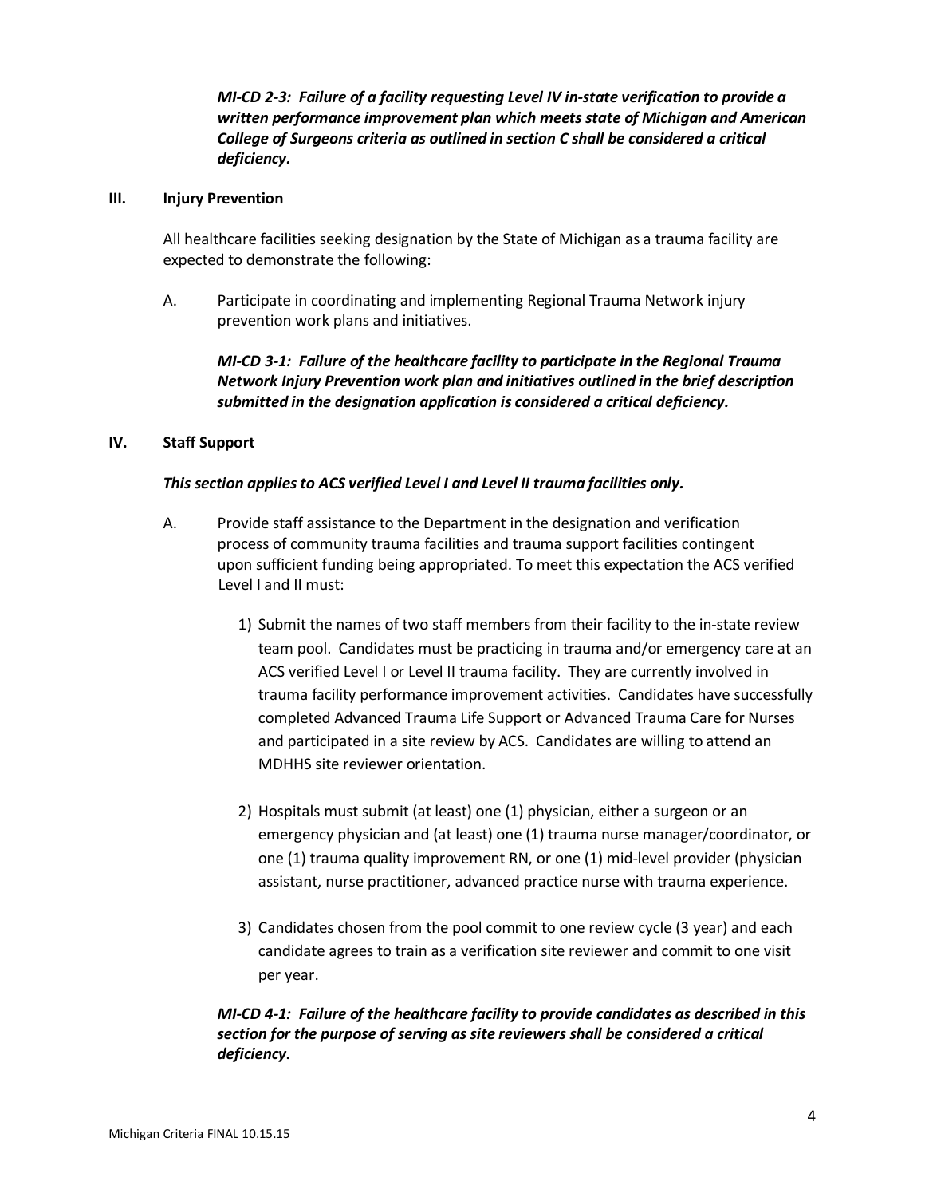***MI-CD 2-3: Failure of a facility requesting Level IV in-state verification to provide a written performance improvement plan which meets state of Michigan and American College of Surgeons criteria as outlined in section C shall be considered a critical deficiency.***

## III. Injury Prevention

All healthcare facilities seeking designation by the State of Michigan as a trauma facility are expected to demonstrate the following:

A. Participate in coordinating and implementing Regional Trauma Network injury prevention work plans and initiatives.

***MI-CD 3-1: Failure of the healthcare facility to participate in the Regional Trauma Network Injury Prevention work plan and initiatives outlined in the brief description submitted in the designation application is considered a critical deficiency.***

## IV. Staff Support

***This section applies to ACS verified Level I and Level II trauma facilities only.***

A. Provide staff assistance to the Department in the designation and verification process of community trauma facilities and trauma support facilities contingent upon sufficient funding being appropriated. To meet this expectation the ACS verified Level I and II must:

1) Submit the names of two staff members from their facility to the in-state review team pool. Candidates must be practicing in trauma and/or emergency care at an ACS verified Level I or Level II trauma facility. They are currently involved in trauma facility performance improvement activities. Candidates have successfully completed Advanced Trauma Life Support or Advanced Trauma Care for Nurses and participated in a site review by ACS. Candidates are willing to attend an MDHHS site reviewer orientation.

2) Hospitals must submit (at least) one (1) physician, either a surgeon or an emergency physician and (at least) one (1) trauma nurse manager/coordinator, or one (1) trauma quality improvement RN, or one (1) mid-level provider (physician assistant, nurse practitioner, advanced practice nurse with trauma experience.

3) Candidates chosen from the pool commit to one review cycle (3 year) and each candidate agrees to train as a verification site reviewer and commit to one visit per year.

***MI-CD 4-1: Failure of the healthcare facility to provide candidates as described in this section for the purpose of serving as site reviewers shall be considered a critical deficiency.***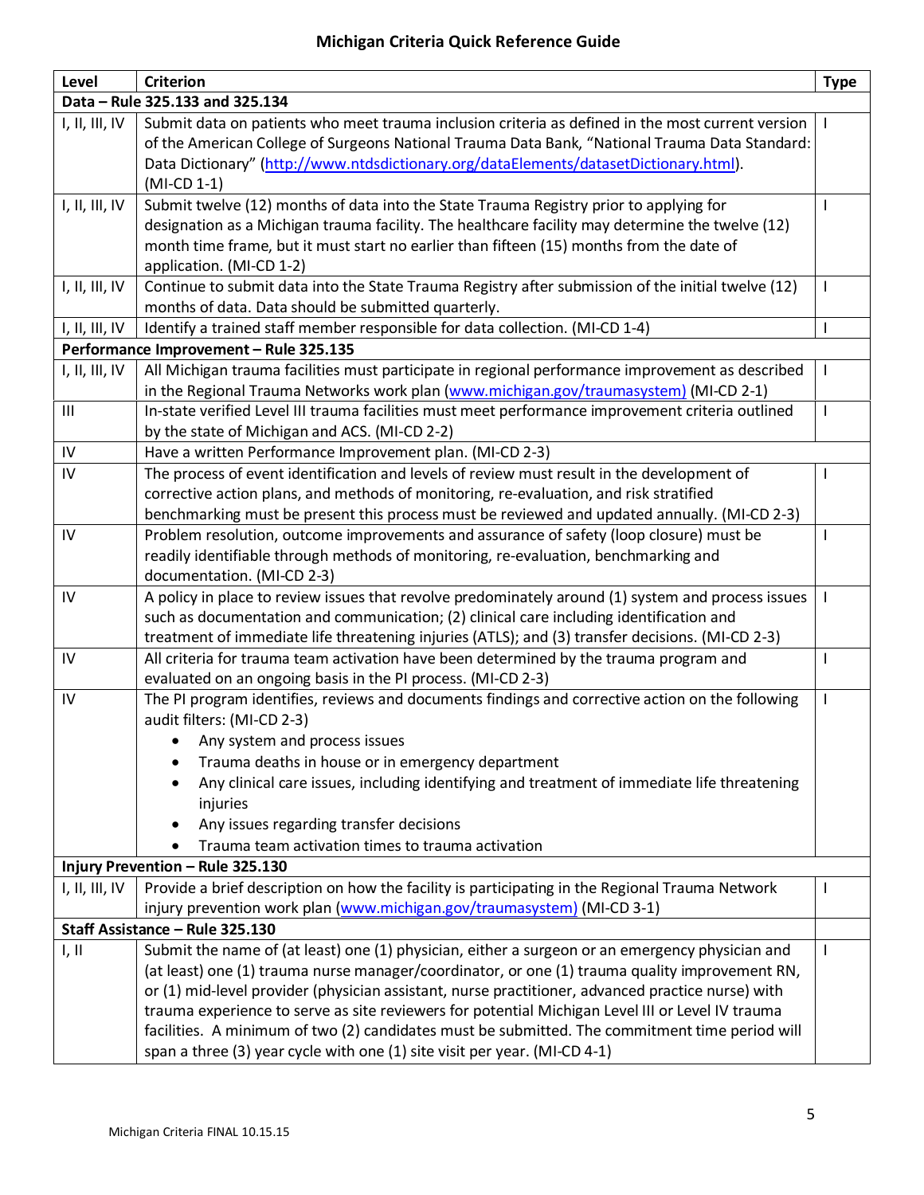## Michigan Criteria Quick Reference Guide

| Level | Criterion | Type |
|---|---|---|
| **Data – Rule 325.133 and 325.134** | | |
| I, II, III, IV | Submit data on patients who meet trauma inclusion criteria as defined in the most current version of the American College of Surgeons National Trauma Data Bank, "National Trauma Data Standard: Data Dictionary" (http://www.ntdsdictionary.org/dataElements/datasetDictionary.html). (MI-CD 1-1) | I |
| I, II, III, IV | Submit twelve (12) months of data into the State Trauma Registry prior to applying for designation as a Michigan trauma facility. The healthcare facility may determine the twelve (12) month time frame, but it must start no earlier than fifteen (15) months from the date of application. (MI-CD 1-2) | I |
| I, II, III, IV | Continue to submit data into the State Trauma Registry after submission of the initial twelve (12) months of data. Data should be submitted quarterly. | I |
| I, II, III, IV | Identify a trained staff member responsible for data collection. (MI-CD 1-4) | I |
| **Performance Improvement – Rule 325.135** | | |
| I, II, III, IV | All Michigan trauma facilities must participate in regional performance improvement as described in the Regional Trauma Networks work plan (www.michigan.gov/traumasystem) (MI-CD 2-1) | I |
| III | In-state verified Level III trauma facilities must meet performance improvement criteria outlined by the state of Michigan and ACS. (MI-CD 2-2) | I |
| IV | Have a written Performance Improvement plan. (MI-CD 2-3) | |
| IV | The process of event identification and levels of review must result in the development of corrective action plans, and methods of monitoring, re-evaluation, and risk stratified benchmarking must be present this process must be reviewed and updated annually. (MI-CD 2-3) | I |
| IV | Problem resolution, outcome improvements and assurance of safety (loop closure) must be readily identifiable through methods of monitoring, re-evaluation, benchmarking and documentation. (MI-CD 2-3) | I |
| IV | A policy in place to review issues that revolve predominately around (1) system and process issues such as documentation and communication; (2) clinical care including identification and treatment of immediate life threatening injuries (ATLS); and (3) transfer decisions. (MI-CD 2-3) | I |
| IV | All criteria for trauma team activation have been determined by the trauma program and evaluated on an ongoing basis in the PI process. (MI-CD 2-3) | I |
| IV | The PI program identifies, reviews and documents findings and corrective action on the following audit filters: (MI-CD 2-3)<br>• Any system and process issues<br>• Trauma deaths in house or in emergency department<br>• Any clinical care issues, including identifying and treatment of immediate life threatening injuries<br>• Any issues regarding transfer decisions<br>• Trauma team activation times to trauma activation | I |
| **Injury Prevention – Rule 325.130** | | |
| I, II, III, IV | Provide a brief description on how the facility is participating in the Regional Trauma Network injury prevention work plan (www.michigan.gov/traumasystem) (MI-CD 3-1) | I |
| **Staff Assistance – Rule 325.130** | | |
| I, II | Submit the name of (at least) one (1) physician, either a surgeon or an emergency physician and (at least) one (1) trauma nurse manager/coordinator, or one (1) trauma quality improvement RN, or (1) mid-level provider (physician assistant, nurse practitioner, advanced practice nurse) with trauma experience to serve as site reviewers for potential Michigan Level III or Level IV trauma facilities. A minimum of two (2) candidates must be submitted. The commitment time period will span a three (3) year cycle with one (1) site visit per year. (MI-CD 4-1) | I |

Michigan Criteria FINAL 10.15.15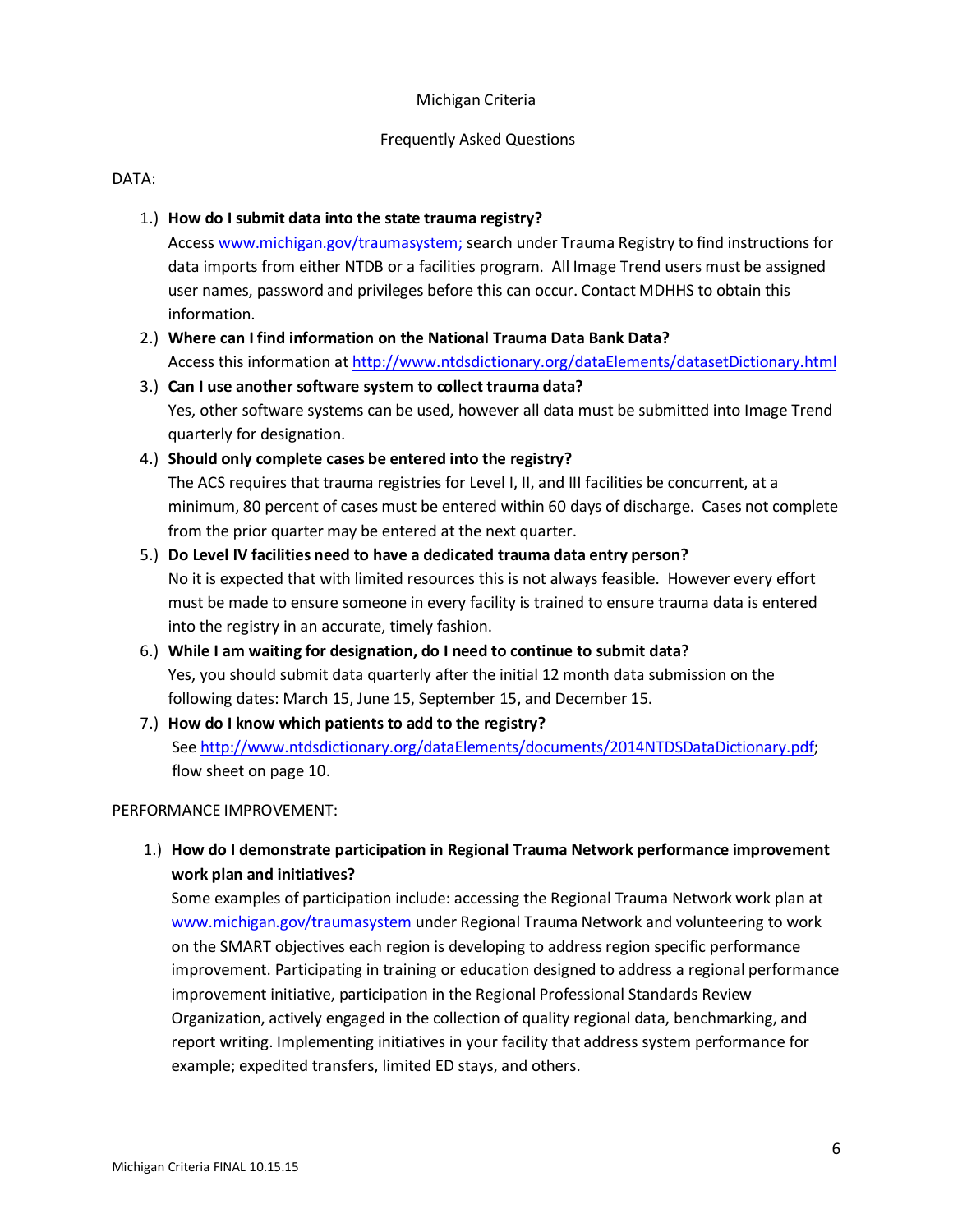Michigan Criteria

Frequently Asked Questions

DATA:

1.) **How do I submit data into the state trauma registry?**
Access [www.michigan.gov/traumasystem;](www.michigan.gov/traumasystem) search under Trauma Registry to find instructions for data imports from either NTDB or a facilities program. All Image Trend users must be assigned user names, password and privileges before this can occur. Contact MDHHS to obtain this information.

2.) **Where can I find information on the National Trauma Data Bank Data?**
Access this information at [http://www.ntdsdictionary.org/dataElements/datasetDictionary.html](http://www.ntdsdictionary.org/dataElements/datasetDictionary.html)

3.) **Can I use another software system to collect trauma data?**
Yes, other software systems can be used, however all data must be submitted into Image Trend quarterly for designation.

4.) **Should only complete cases be entered into the registry?**
The ACS requires that trauma registries for Level I, II, and III facilities be concurrent, at a minimum, 80 percent of cases must be entered within 60 days of discharge. Cases not complete from the prior quarter may be entered at the next quarter.

5.) **Do Level IV facilities need to have a dedicated trauma data entry person?**
No it is expected that with limited resources this is not always feasible. However every effort must be made to ensure someone in every facility is trained to ensure trauma data is entered into the registry in an accurate, timely fashion.

6.) **While I am waiting for designation, do I need to continue to submit data?**
Yes, you should submit data quarterly after the initial 12 month data submission on the following dates: March 15, June 15, September 15, and December 15.

7.) **How do I know which patients to add to the registry?**
See [http://www.ntdsdictionary.org/dataElements/documents/2014NTDSDataDictionary.pdf](http://www.ntdsdictionary.org/dataElements/documents/2014NTDSDataDictionary.pdf); flow sheet on page 10.

PERFORMANCE IMPROVEMENT:

1.) **How do I demonstrate participation in Regional Trauma Network performance improvement work plan and initiatives?**
Some examples of participation include: accessing the Regional Trauma Network work plan at [www.michigan.gov/traumasystem](www.michigan.gov/traumasystem) under Regional Trauma Network and volunteering to work on the SMART objectives each region is developing to address region specific performance improvement. Participating in training or education designed to address a regional performance improvement initiative, participation in the Regional Professional Standards Review Organization, actively engaged in the collection of quality regional data, benchmarking, and report writing. Implementing initiatives in your facility that address system performance for example; expedited transfers, limited ED stays, and others.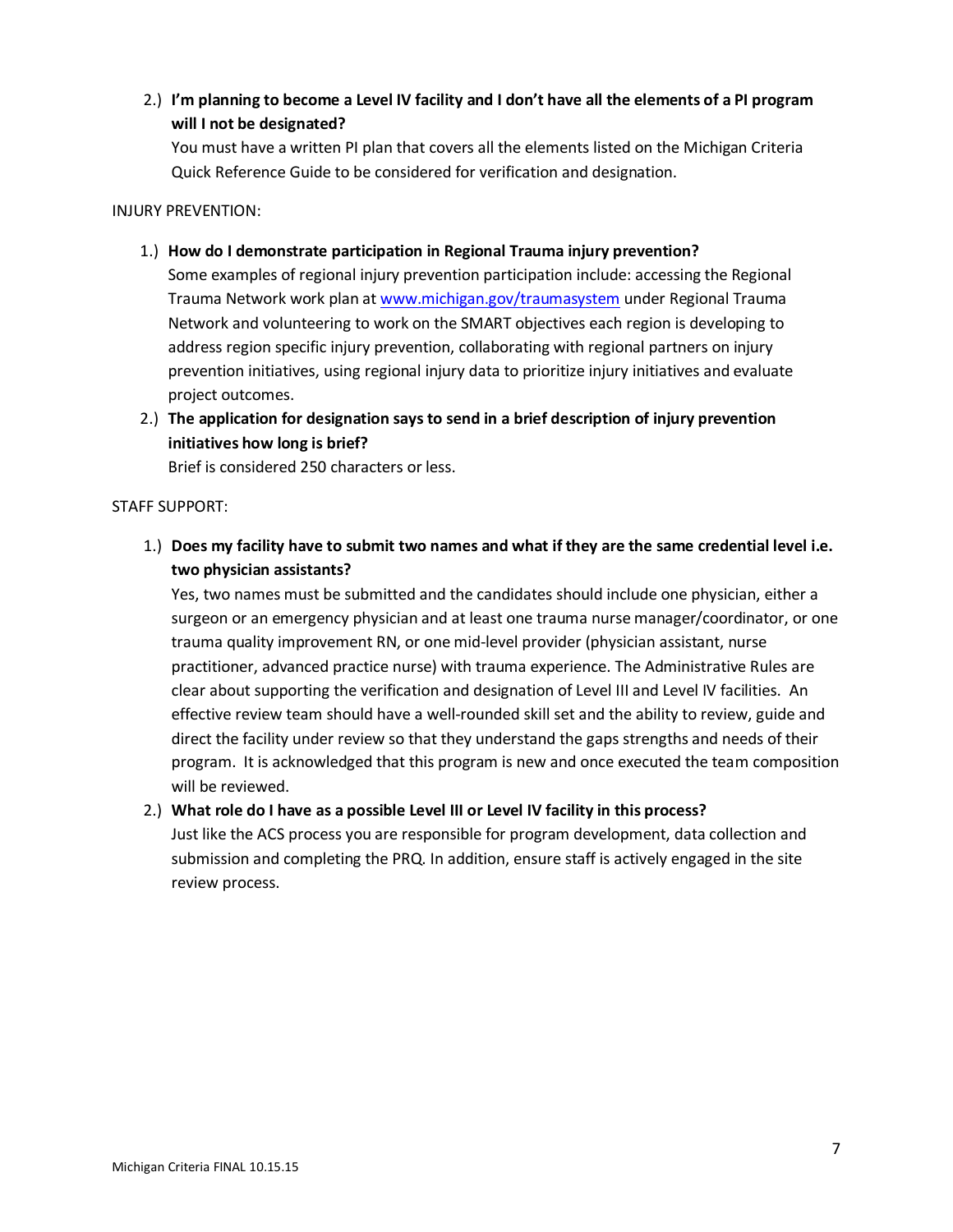2.) **I'm planning to become a Level IV facility and I don't have all the elements of a PI program will I not be designated?**
You must have a written PI plan that covers all the elements listed on the Michigan Criteria Quick Reference Guide to be considered for verification and designation.

INJURY PREVENTION:

1.) **How do I demonstrate participation in Regional Trauma injury prevention?**
Some examples of regional injury prevention participation include: accessing the Regional Trauma Network work plan at www.michigan.gov/traumasystem under Regional Trauma Network and volunteering to work on the SMART objectives each region is developing to address region specific injury prevention, collaborating with regional partners on injury prevention initiatives, using regional injury data to prioritize injury initiatives and evaluate project outcomes.

2.) **The application for designation says to send in a brief description of injury prevention initiatives how long is brief?**
Brief is considered 250 characters or less.

STAFF SUPPORT:

1.) **Does my facility have to submit two names and what if they are the same credential level i.e. two physician assistants?**
Yes, two names must be submitted and the candidates should include one physician, either a surgeon or an emergency physician and at least one trauma nurse manager/coordinator, or one trauma quality improvement RN, or one mid-level provider (physician assistant, nurse practitioner, advanced practice nurse) with trauma experience. The Administrative Rules are clear about supporting the verification and designation of Level III and Level IV facilities. An effective review team should have a well-rounded skill set and the ability to review, guide and direct the facility under review so that they understand the gaps strengths and needs of their program. It is acknowledged that this program is new and once executed the team composition will be reviewed.

2.) **What role do I have as a possible Level III or Level IV facility in this process?**
Just like the ACS process you are responsible for program development, data collection and submission and completing the PRQ. In addition, ensure staff is actively engaged in the site review process.